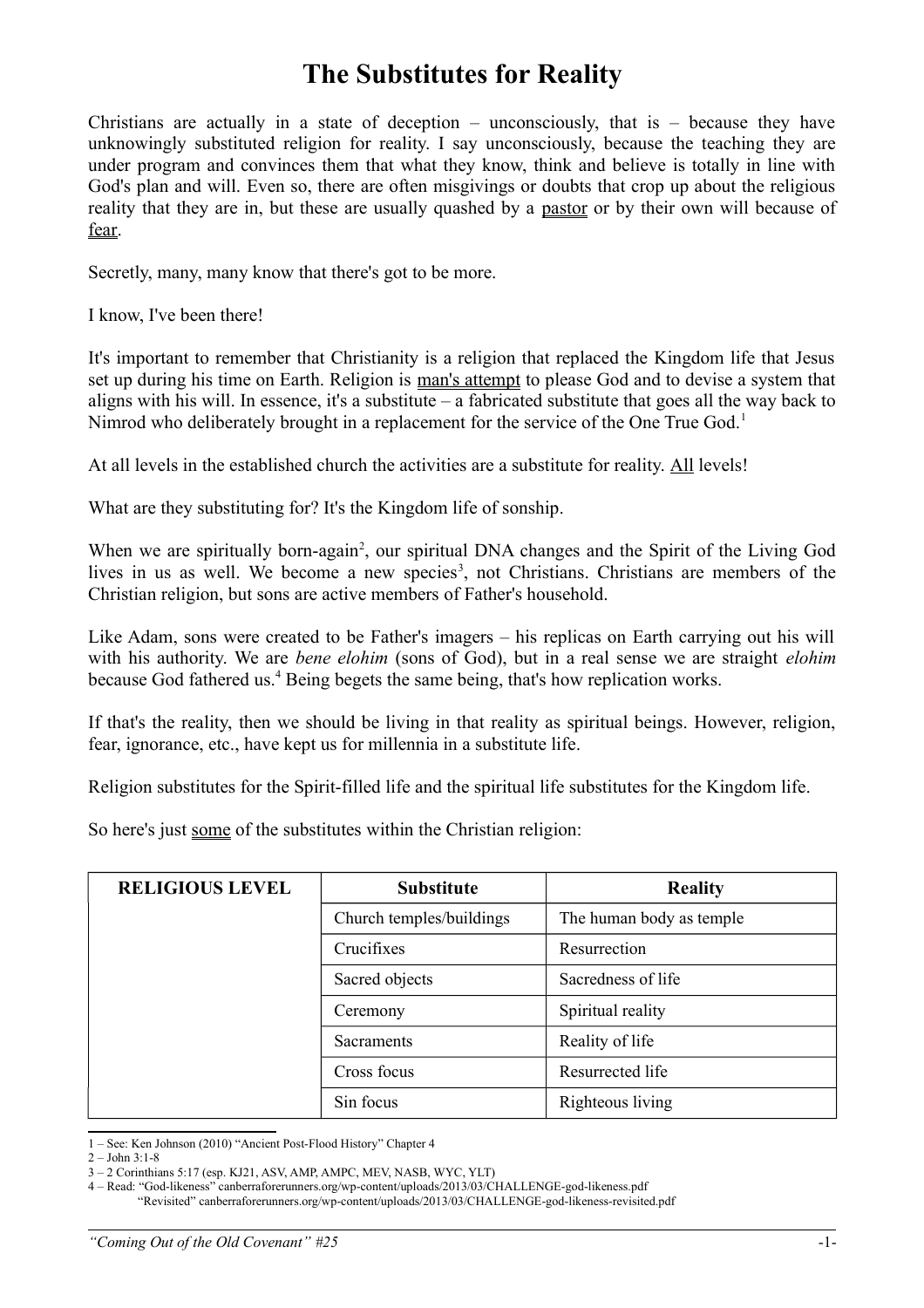# The Substitutes for Reality

Christians are actually in a state of deception – unconsciously, that is – because they have unknowingly substituted religion for reality. I say unconsciously, because the teaching they are under program and convinces them that what they know, think and believe is totally in line with God's plan and will. Even so, there are often misgivings or doubts that crop up about the religious reality that they are in, but these are usually quashed by a pastor or by their own will because of fear.

Secretly, many, many know that there's got to be more.

I know, I've been there!

It's important to remember that Christianity is a religion that replaced the Kingdom life that Jesus set up during his time on Earth. Religion is man's attempt to please God and to devise a system that aligns with his will. In essence, it's a substitute – a fabricated substitute that goes all the way back to Nimrod who deliberately brought in a replacement for the service of the One True God.[1]

At all levels in the established church the activities are a substitute for reality. All levels!

What are they substituting for? It's the Kingdom life of sonship.

When we are spiritually born-again[2], our spiritual DNA changes and the Spirit of the Living God lives in us as well. We become a new species[3], not Christians. Christians are members of the Christian religion, but sons are active members of Father's household.

Like Adam, sons were created to be Father's imagers – his replicas on Earth carrying out his will with his authority. We are *bene elohim* (sons of God), but in a real sense we are straight *elohim* because God fathered us.[4] Being begets the same being, that's how replication works.

If that's the reality, then we should be living in that reality as spiritual beings. However, religion, fear, ignorance, etc., have kept us for millennia in a substitute life.

Religion substitutes for the Spirit-filled life and the spiritual life substitutes for the Kingdom life.

So here's just some of the substitutes within the Christian religion:

| RELIGIOUS LEVEL | Substitute | Reality |
|---|---|---|
| | Church temples/buildings | The human body as temple |
| | Crucifixes | Resurrection |
| | Sacred objects | Sacredness of life |
| | Ceremony | Spiritual reality |
| | Sacraments | Reality of life |
| | Cross focus | Resurrected life |
| | Sin focus | Righteous living |

1 – See: Ken Johnson (2010) "Ancient Post-Flood History" Chapter 4

2 – John 3:1-8

3 – 2 Corinthians 5:17 (esp. KJ21, ASV, AMP, AMPC, MEV, NASB, WYC, YLT)

4 – Read: "God-likeness" canberraforerunners.org/wp-content/uploads/2013/03/CHALLENGE-god-likeness.pdf
"Revisited" canberraforerunners.org/wp-content/uploads/2013/03/CHALLENGE-god-likeness-revisited.pdf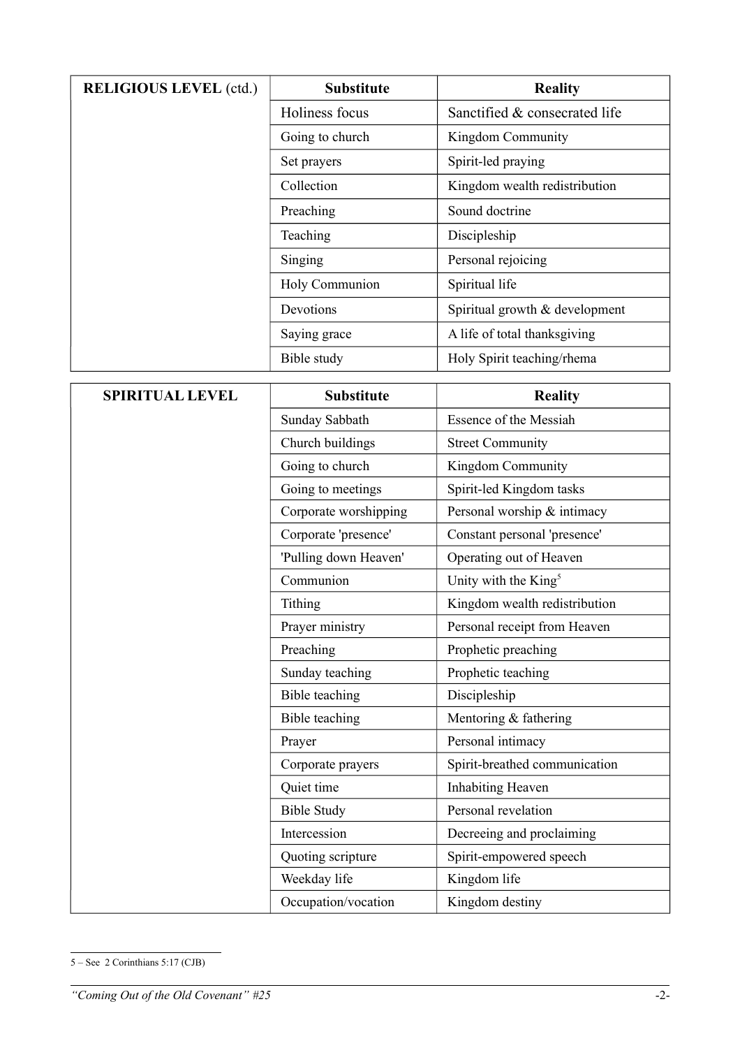| **RELIGIOUS LEVEL** (ctd.) | **Substitute** | **Reality** |
|---|---|---|
| | Holiness focus | Sanctified & consecrated life |
| | Going to church | Kingdom Community |
| | Set prayers | Spirit-led praying |
| | Collection | Kingdom wealth redistribution |
| | Preaching | Sound doctrine |
| | Teaching | Discipleship |
| | Singing | Personal rejoicing |
| | Holy Communion | Spiritual life |
| | Devotions | Spiritual growth & development |
| | Saying grace | A life of total thanksgiving |
| | Bible study | Holy Spirit teaching/rhema |

| **SPIRITUAL LEVEL** | **Substitute** | **Reality** |
|---|---|---|
| | Sunday Sabbath | Essence of the Messiah |
| | Church buildings | Street Community |
| | Going to church | Kingdom Community |
| | Going to meetings | Spirit-led Kingdom tasks |
| | Corporate worshipping | Personal worship & intimacy |
| | Corporate 'presence' | Constant personal 'presence' |
| | 'Pulling down Heaven' | Operating out of Heaven |
| | Communion | Unity with the King[5] |
| | Tithing | Kingdom wealth redistribution |
| | Prayer ministry | Personal receipt from Heaven |
| | Preaching | Prophetic preaching |
| | Sunday teaching | Prophetic teaching |
| | Bible teaching | Discipleship |
| | Bible teaching | Mentoring & fathering |
| | Prayer | Personal intimacy |
| | Corporate prayers | Spirit-breathed communication |
| | Quiet time | Inhabiting Heaven |
| | Bible Study | Personal revelation |
| | Intercession | Decreeing and proclaiming |
| | Quoting scripture | Spirit-empowered speech |
| | Weekday life | Kingdom life |
| | Occupation/vocation | Kingdom destiny |

5 – See 2 Corinthians 5:17 (CJB)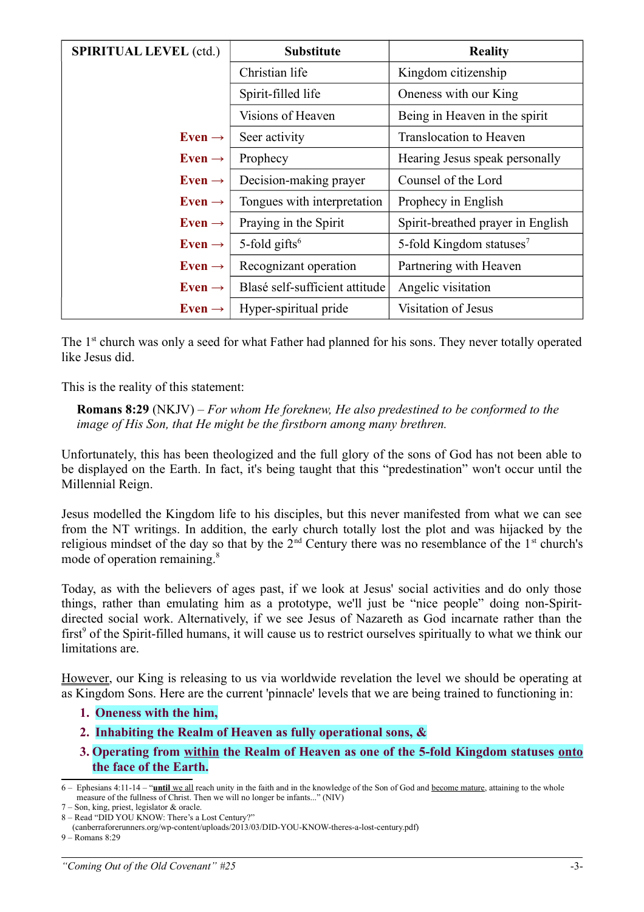| **SPIRITUAL LEVEL** (ctd.) | **Substitute** | **Reality** |
|---|---|---|
| | Christian life | Kingdom citizenship |
| | Spirit-filled life | Oneness with our King |
| | Visions of Heaven | Being in Heaven in the spirit |
| **Even →** | Seer activity | Translocation to Heaven |
| **Even →** | Prophecy | Hearing Jesus speak personally |
| **Even →** | Decision-making prayer | Counsel of the Lord |
| **Even →** | Tongues with interpretation | Prophecy in English |
| **Even →** | Praying in the Spirit | Spirit-breathed prayer in English |
| **Even →** | 5-fold gifts[6] | 5-fold Kingdom statuses[7] |
| **Even →** | Recognizant operation | Partnering with Heaven |
| **Even →** | Blasé self-sufficient attitude | Angelic visitation |
| **Even →** | Hyper-spiritual pride | Visitation of Jesus |

The 1st church was only a seed for what Father had planned for his sons. They never totally operated like Jesus did.

This is the reality of this statement:

> **Romans 8:29** (NKJV) – *For whom He foreknew, He also predestined to be conformed to the image of His Son, that He might be the firstborn among many brethren.*

Unfortunately, this has been theologized and the full glory of the sons of God has not been able to be displayed on the Earth. In fact, it's being taught that this "predestination" won't occur until the Millennial Reign.

Jesus modelled the Kingdom life to his disciples, but this never manifested from what we can see from the NT writings. In addition, the early church totally lost the plot and was hijacked by the religious mindset of the day so that by the 2nd Century there was no resemblance of the 1st church's mode of operation remaining.[8]

Today, as with the believers of ages past, if we look at Jesus' social activities and do only those things, rather than emulating him as a prototype, we'll just be "nice people" doing non-Spirit-directed social work. Alternatively, if we see Jesus of Nazareth as God incarnate rather than the first[9] of the Spirit-filled humans, it will cause us to restrict ourselves spiritually to what we think our limitations are.

<u>However</u>, our King is releasing to us via worldwide revelation the level we should be operating at as Kingdom Sons. Here are the current 'pinnacle' levels that we are being trained to functioning in:

1. **Oneness with the him,**
2. **Inhabiting the Realm of Heaven as fully operational sons, &**
3. **Operating from <u>within</u> the Realm of Heaven as one of the 5-fold Kingdom statuses <u>onto</u> the face of the Earth.**

---

6 – Ephesians 4:11-14 – "**<u>until</u>** <u>we all</u> reach unity in the faith and in the knowledge of the Son of God and <u>become mature</u>, attaining to the whole measure of the fullness of Christ. Then we will no longer be infants..." (NIV)

7 – Son, king, priest, legislator & oracle.

8 – Read "DID YOU KNOW: There's a Lost Century?" (canberraforerunners.org/wp-content/uploads/2013/03/DID-YOU-KNOW-theres-a-lost-century.pdf)

9 – Romans 8:29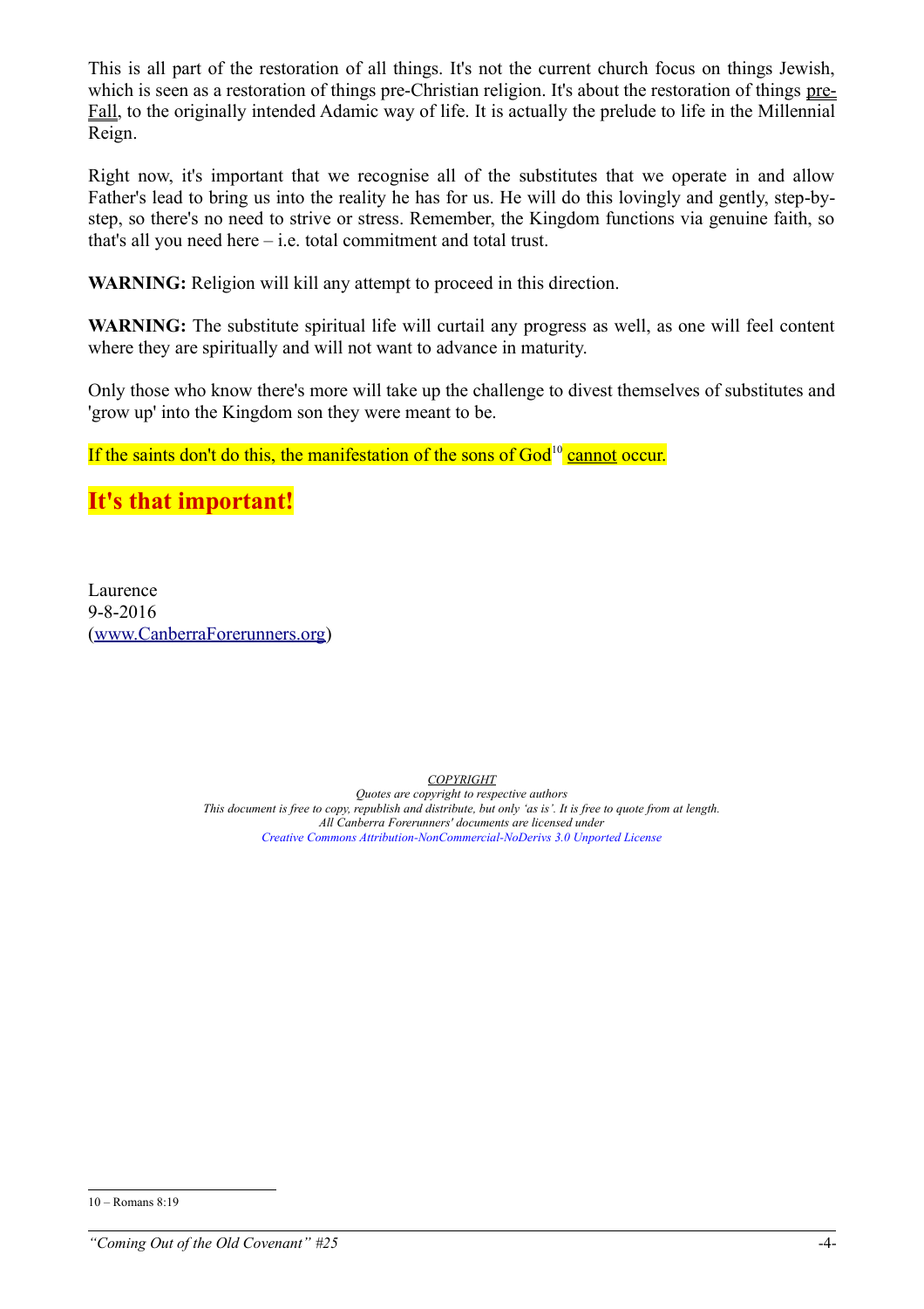This is all part of the restoration of all things. It's not the current church focus on things Jewish, which is seen as a restoration of things pre-Christian religion. It's about the restoration of things pre-Fall, to the originally intended Adamic way of life. It is actually the prelude to life in the Millennial Reign.

Right now, it's important that we recognise all of the substitutes that we operate in and allow Father's lead to bring us into the reality he has for us. He will do this lovingly and gently, step-by-step, so there's no need to strive or stress. Remember, the Kingdom functions via genuine faith, so that's all you need here – i.e. total commitment and total trust.

**WARNING:** Religion will kill any attempt to proceed in this direction.

**WARNING:** The substitute spiritual life will curtail any progress as well, as one will feel content where they are spiritually and will not want to advance in maturity.

Only those who know there's more will take up the challenge to divest themselves of substitutes and 'grow up' into the Kingdom son they were meant to be.

If the saints don't do this, the manifestation of the sons of God[10] cannot occur.

## It's that important!

Laurence
9-8-2016
(www.CanberraForerunners.org)

*COPYRIGHT*
*Quotes are copyright to respective authors*
*This document is free to copy, republish and distribute, but only 'as is'. It is free to quote from at length.*
*All Canberra Forerunners' documents are licensed under*
*Creative Commons Attribution-NonCommercial-NoDerivs 3.0 Unported License*

10 – Romans 8:19